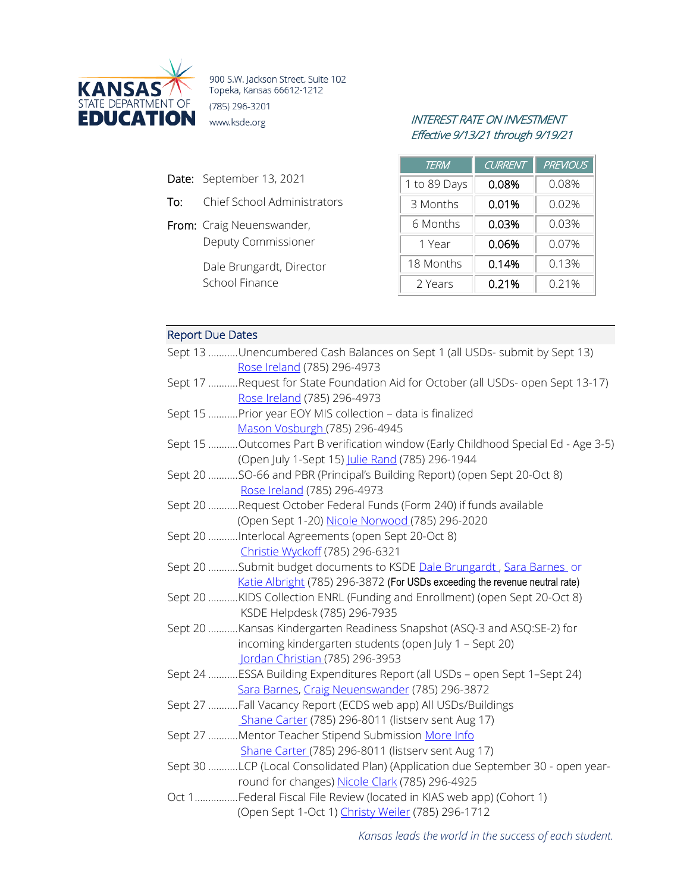KANSAS STATE DEPARTMENT OF EDUCATION

900 S.W. Jackson Street, Suite 102
Topeka, Kansas 66612-1212
(785) 296-3201
www.ksde.org

*INTEREST RATE ON INVESTMENT*
*Effective 9/13/21 through 9/19/21*

| TERM | CURRENT | PREVIOUS |
|---|---|---|
| 1 to 89 Days | 0.08% | 0.08% |
| 3 Months | 0.01% | 0.02% |
| 6 Months | 0.03% | 0.03% |
| 1 Year | 0.06% | 0.07% |
| 18 Months | 0.14% | 0.13% |
| 2 Years | 0.21% | 0.21% |

**Date:** September 13, 2021

**To:** Chief School Administrators

**From:** Craig Neuenswander, Deputy Commissioner

Dale Brungardt, Director School Finance

## Report Due Dates

Sept 13 ...........Unencumbered Cash Balances on Sept 1 (all USDs- submit by Sept 13) Rose Ireland (785) 296-4973

Sept 17 ...........Request for State Foundation Aid for October (all USDs- open Sept 13-17) Rose Ireland (785) 296-4973

Sept 15 ...........Prior year EOY MIS collection – data is finalized Mason Vosburgh (785) 296-4945

Sept 15 ...........Outcomes Part B verification window (Early Childhood Special Ed - Age 3-5) (Open July 1-Sept 15) Julie Rand (785) 296-1944

Sept 20 ...........SO-66 and PBR (Principal's Building Report) (open Sept 20-Oct 8) Rose Ireland (785) 296-4973

Sept 20 ...........Request October Federal Funds (Form 240) if funds available (Open Sept 1-20) Nicole Norwood (785) 296-2020

Sept 20 ...........Interlocal Agreements (open Sept 20-Oct 8) Christie Wyckoff (785) 296-6321

Sept 20 ...........Submit budget documents to KSDE Dale Brungardt, Sara Barnes or Katie Albright (785) 296-3872 (For USDs exceeding the revenue neutral rate)

Sept 20 ...........KIDS Collection ENRL (Funding and Enrollment) (open Sept 20-Oct 8) KSDE Helpdesk (785) 296-7935

Sept 20 ...........Kansas Kindergarten Readiness Snapshot (ASQ-3 and ASQ:SE-2) for incoming kindergarten students (open July 1 – Sept 20) Jordan Christian (785) 296-3953

Sept 24 ...........ESSA Building Expenditures Report (all USDs – open Sept 1–Sept 24) Sara Barnes, Craig Neuenswander (785) 296-3872

Sept 27 ...........Fall Vacancy Report (ECDS web app) All USDs/Buildings Shane Carter (785) 296-8011 (listserv sent Aug 17)

Sept 27 ...........Mentor Teacher Stipend Submission More Info Shane Carter (785) 296-8011 (listserv sent Aug 17)

Sept 30 ...........LCP (Local Consolidated Plan) (Application due September 30 - open year-round for changes) Nicole Clark (785) 296-4925

Oct 1................Federal Fiscal File Review (located in KIAS web app) (Cohort 1) (Open Sept 1-Oct 1) Christy Weiler (785) 296-1712

*Kansas leads the world in the success of each student.*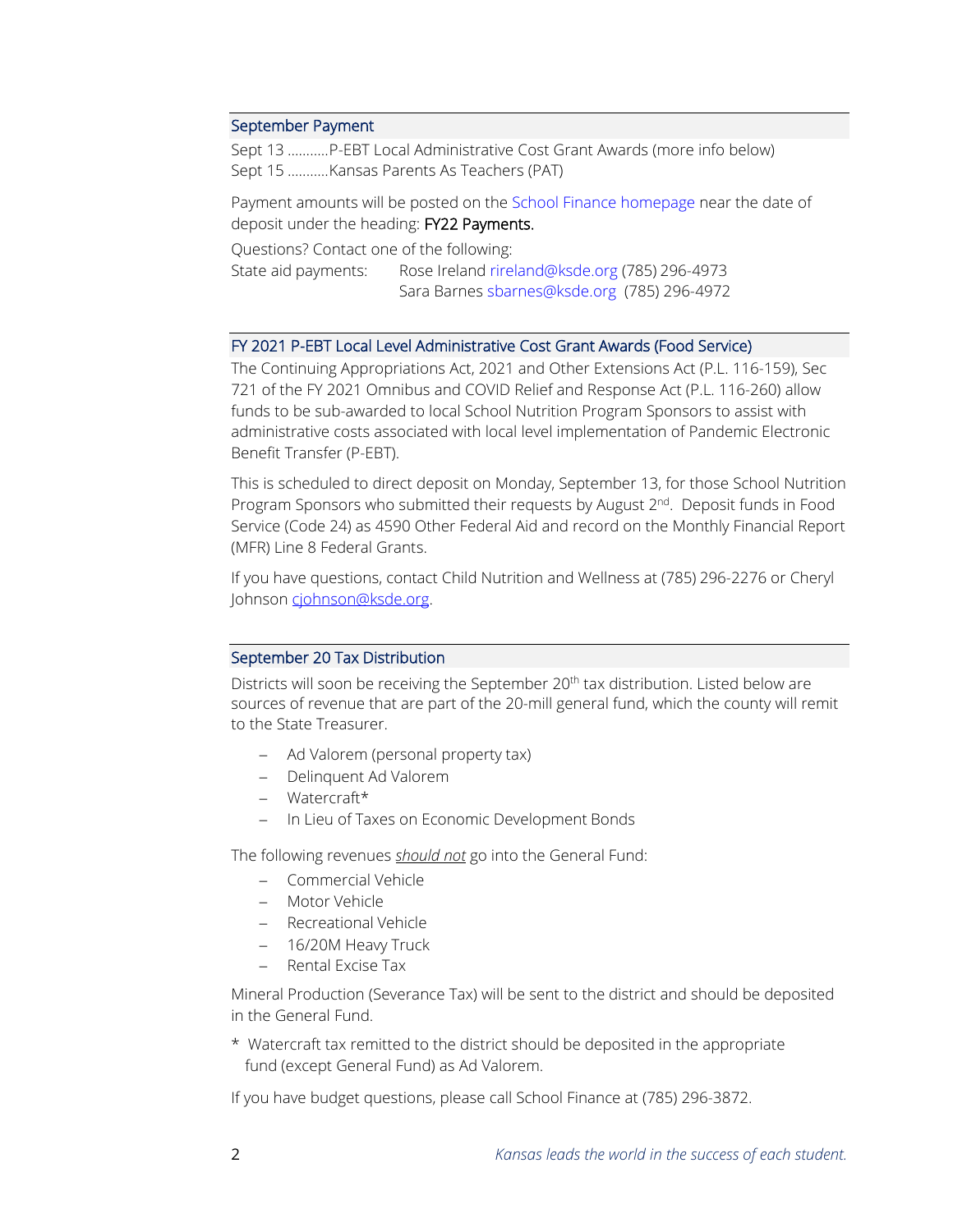## September Payment

Sept 13 ...........P-EBT Local Administrative Cost Grant Awards (more info below)
Sept 15 ...........Kansas Parents As Teachers (PAT)

Payment amounts will be posted on the School Finance homepage near the date of deposit under the heading: **FY22 Payments.**

Questions? Contact one of the following:

State aid payments: Rose Ireland rireland@ksde.org (785) 296-4973
Sara Barnes sbarnes@ksde.org (785) 296-4972

## FY 2021 P-EBT Local Level Administrative Cost Grant Awards (Food Service)

The Continuing Appropriations Act, 2021 and Other Extensions Act (P.L. 116-159), Sec 721 of the FY 2021 Omnibus and COVID Relief and Response Act (P.L. 116-260) allow funds to be sub-awarded to local School Nutrition Program Sponsors to assist with administrative costs associated with local level implementation of Pandemic Electronic Benefit Transfer (P-EBT).

This is scheduled to direct deposit on Monday, September 13, for those School Nutrition Program Sponsors who submitted their requests by August 2nd. Deposit funds in Food Service (Code 24) as 4590 Other Federal Aid and record on the Monthly Financial Report (MFR) Line 8 Federal Grants.

If you have questions, contact Child Nutrition and Wellness at (785) 296-2276 or Cheryl Johnson cjohnson@ksde.org.

## September 20 Tax Distribution

Districts will soon be receiving the September 20th tax distribution. Listed below are sources of revenue that are part of the 20-mill general fund, which the county will remit to the State Treasurer.

- Ad Valorem (personal property tax)
- Delinquent Ad Valorem
- Watercraft*
- In Lieu of Taxes on Economic Development Bonds

The following revenues ***should not*** go into the General Fund:

- Commercial Vehicle
- Motor Vehicle
- Recreational Vehicle
- 16/20M Heavy Truck
- Rental Excise Tax

Mineral Production (Severance Tax) will be sent to the district and should be deposited in the General Fund.

\* Watercraft tax remitted to the district should be deposited in the appropriate fund (except General Fund) as Ad Valorem.

If you have budget questions, please call School Finance at (785) 296-3872.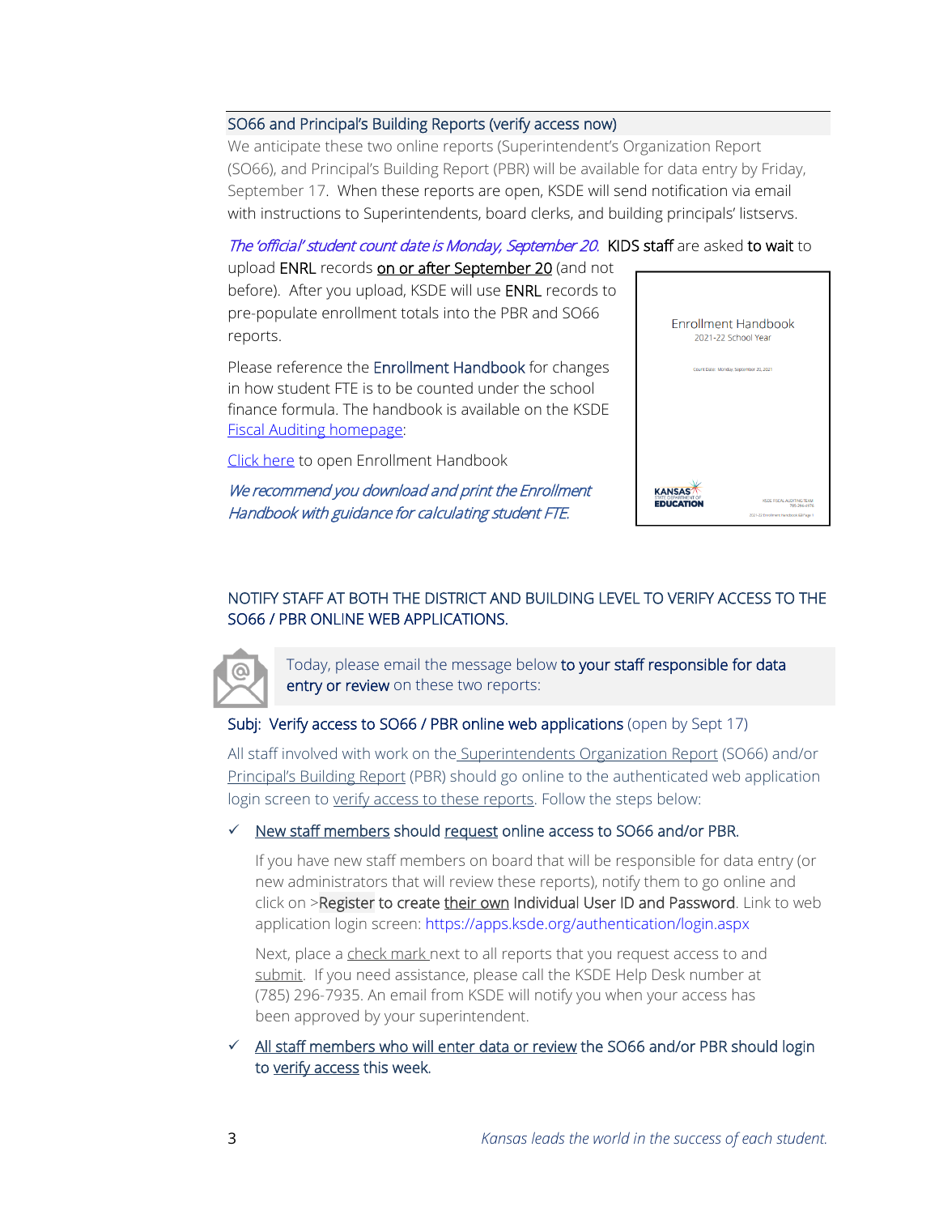## SO66 and Principal's Building Reports (verify access now)

We anticipate these two online reports (Superintendent's Organization Report (SO66), and Principal's Building Report (PBR) will be available for data entry by Friday, September 17. When these reports are open, KSDE will send notification via email with instructions to Superintendents, board clerks, and building principals' listservs.

*The 'official' student count date is Monday, September 20.* KIDS staff are asked to wait to upload ENRL records on or after September 20 (and not before). After you upload, KSDE will use ENRL records to pre-populate enrollment totals into the PBR and SO66 reports.

Please reference the Enrollment Handbook for changes in how student FTE is to be counted under the school finance formula. The handbook is available on the KSDE [Fiscal Auditing homepage](#):

[Click here](#) to open Enrollment Handbook

*We recommend you download and print the Enrollment Handbook with guidance for calculating student FTE.*

Enrollment Handbook
2021-22 School Year

Count Date: Monday, September 20, 2021

KANSAS STATE DEPARTMENT OF EDUCATION

KSDE FISCAL AUDITING TEAM
785-296-4976

2021-22 Enrollment Handbook Page 1

## NOTIFY STAFF AT BOTH THE DISTRICT AND BUILDING LEVEL TO VERIFY ACCESS TO THE SO66 / PBR ONLINE WEB APPLICATIONS.

Today, please email the message below **to your staff responsible for data entry or review** on these two reports:

**Subj: Verify access to SO66 / PBR online web applications** (open by Sept 17)

All staff involved with work on the [Superintendents Organization Report](#) (SO66) and/or [Principal's Building Report](#) (PBR) should go online to the authenticated web application login screen to [verify access to these reports](#). Follow the steps below:

- ✓ **New staff members should request online access to SO66 and/or PBR.**

  If you have new staff members on board that will be responsible for data entry (or new administrators that will review these reports), notify them to go online and click on >**Register to create their own Individual User ID and Password**. Link to web application login screen: https://apps.ksde.org/authentication/login.aspx

  Next, place a check mark next to all reports that you request access to and submit. If you need assistance, please call the KSDE Help Desk number at (785) 296-7935. An email from KSDE will notify you when your access has been approved by your superintendent.

- ✓ **All staff members who will enter data or review the SO66 and/or PBR should login to verify access this week.**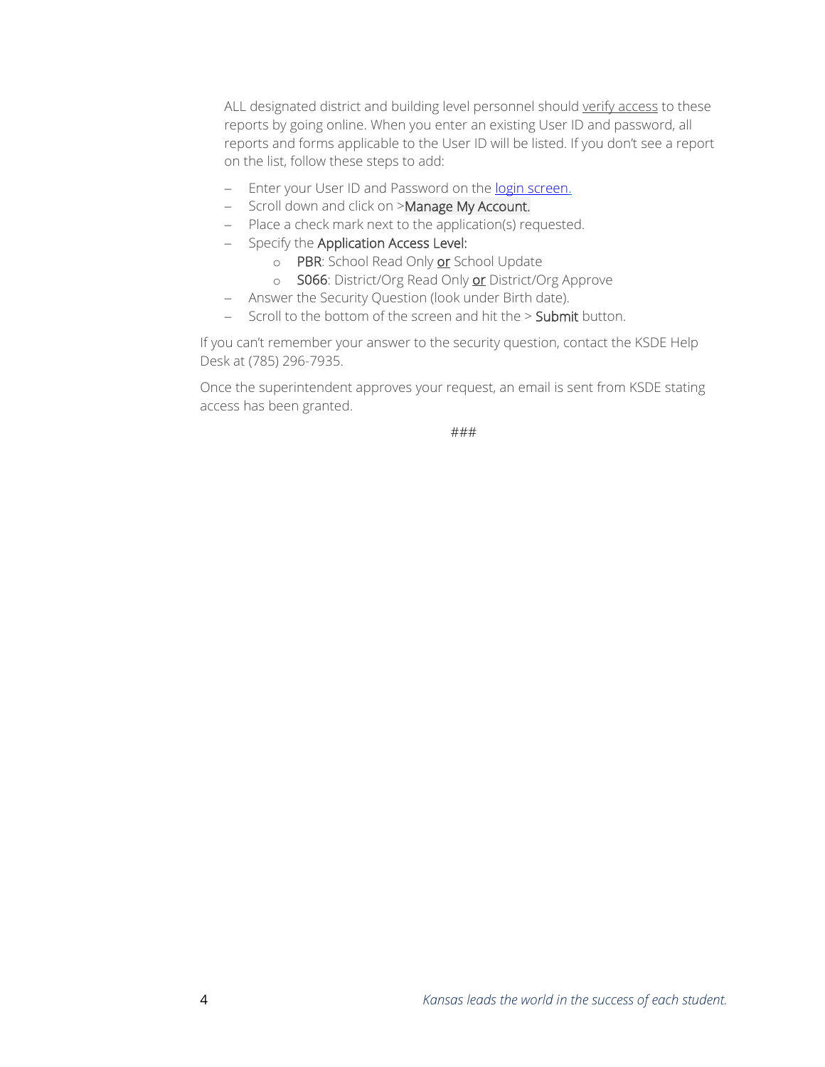ALL designated district and building level personnel should verify access to these reports by going online. When you enter an existing User ID and password, all reports and forms applicable to the User ID will be listed. If you don't see a report on the list, follow these steps to add:

- Enter your User ID and Password on the [login screen.](login screen)
- Scroll down and click on >**Manage My Account.**
- Place a check mark next to the application(s) requested.
- Specify the **Application Access Level:**
  - **PBR**: School Read Only **or** School Update
  - **S066**: District/Org Read Only **or** District/Org Approve
- Answer the Security Question (look under Birth date).
- Scroll to the bottom of the screen and hit the > **Submit** button.

If you can't remember your answer to the security question, contact the KSDE Help Desk at (785) 296-7935.

Once the superintendent approves your request, an email is sent from KSDE stating access has been granted.

###